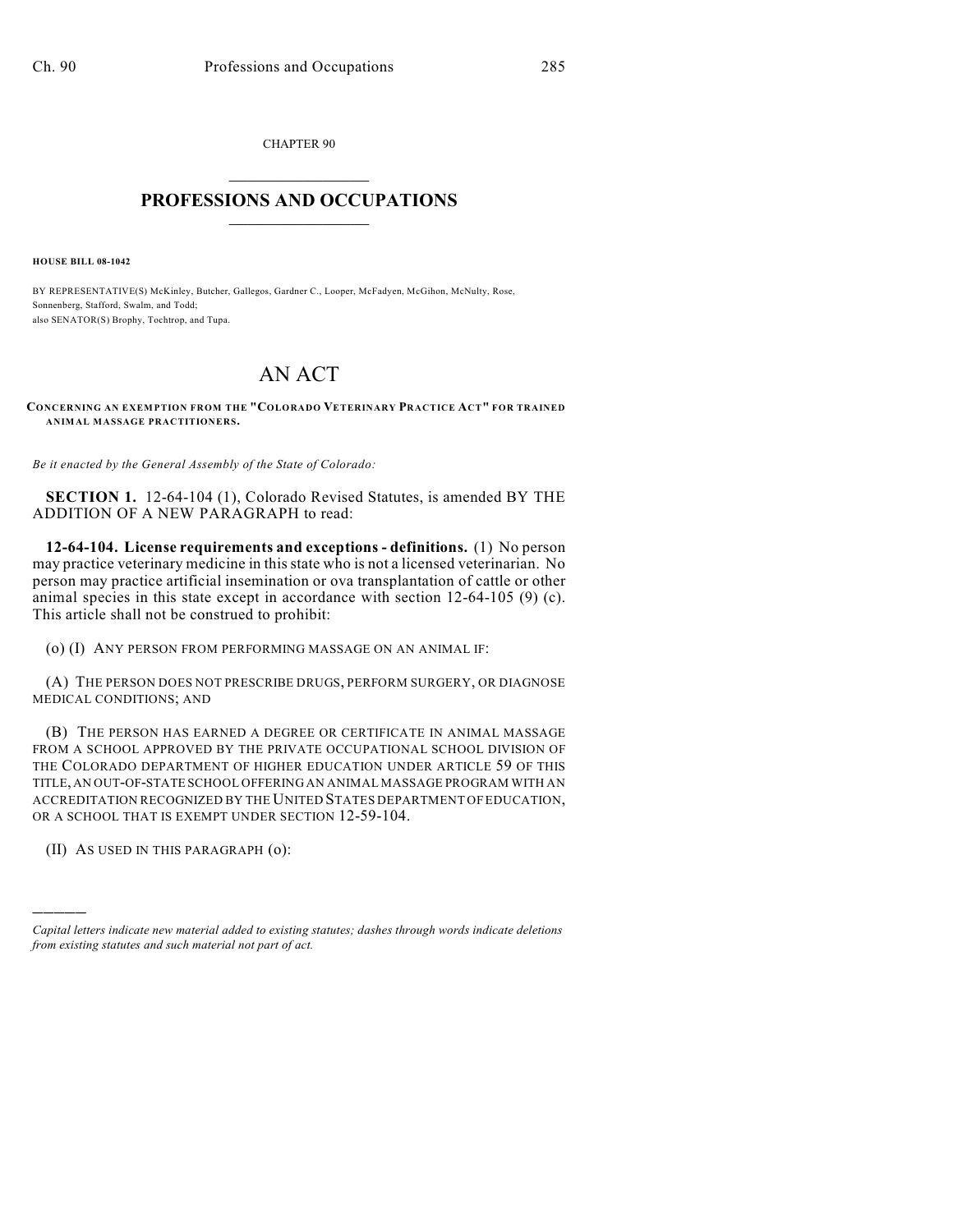CHAPTER 90

# PROFESSIONS AND OCCUPATIONS

**HOUSE BILL 08-1042**

BY REPRESENTATIVE(S) McKinley, Butcher, Gallegos, Gardner C., Looper, McFadyen, McGihon, McNulty, Rose, Sonnenberg, Stafford, Swalm, and Todd;
also SENATOR(S) Brophy, Tochtrop, and Tupa.

# AN ACT

**CONCERNING AN EXEMPTION FROM THE "COLORADO VETERINARY PRACTICE ACT" FOR TRAINED ANIMAL MASSAGE PRACTITIONERS.**

*Be it enacted by the General Assembly of the State of Colorado:*

**SECTION 1.** 12-64-104 (1), Colorado Revised Statutes, is amended BY THE ADDITION OF A NEW PARAGRAPH to read:

**12-64-104. License requirements and exceptions - definitions.** (1) No person may practice veterinary medicine in this state who is not a licensed veterinarian. No person may practice artificial insemination or ova transplantation of cattle or other animal species in this state except in accordance with section 12-64-105 (9) (c). This article shall not be construed to prohibit:

(o) (I) ANY PERSON FROM PERFORMING MASSAGE ON AN ANIMAL IF:

(A) THE PERSON DOES NOT PRESCRIBE DRUGS, PERFORM SURGERY, OR DIAGNOSE MEDICAL CONDITIONS; AND

(B) THE PERSON HAS EARNED A DEGREE OR CERTIFICATE IN ANIMAL MASSAGE FROM A SCHOOL APPROVED BY THE PRIVATE OCCUPATIONAL SCHOOL DIVISION OF THE COLORADO DEPARTMENT OF HIGHER EDUCATION UNDER ARTICLE 59 OF THIS TITLE, AN OUT-OF-STATE SCHOOL OFFERING AN ANIMAL MASSAGE PROGRAM WITH AN ACCREDITATION RECOGNIZED BY THE UNITED STATES DEPARTMENT OF EDUCATION, OR A SCHOOL THAT IS EXEMPT UNDER SECTION 12-59-104.

(II) AS USED IN THIS PARAGRAPH (o):

---

*Capital letters indicate new material added to existing statutes; dashes through words indicate deletions from existing statutes and such material not part of act.*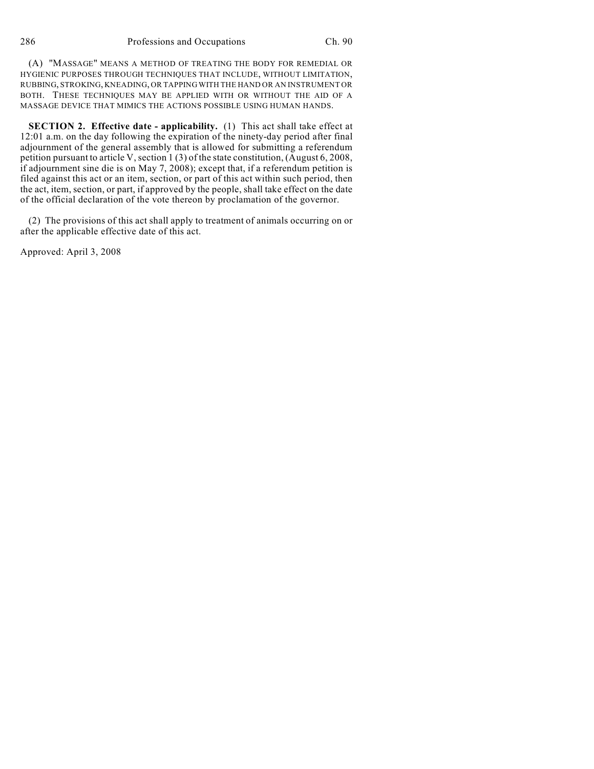(A) "MASSAGE" MEANS A METHOD OF TREATING THE BODY FOR REMEDIAL OR HYGIENIC PURPOSES THROUGH TECHNIQUES THAT INCLUDE, WITHOUT LIMITATION, RUBBING, STROKING, KNEADING, OR TAPPING WITH THE HAND OR AN INSTRUMENT OR BOTH. THESE TECHNIQUES MAY BE APPLIED WITH OR WITHOUT THE AID OF A MASSAGE DEVICE THAT MIMICS THE ACTIONS POSSIBLE USING HUMAN HANDS.

**SECTION 2. Effective date - applicability.** (1) This act shall take effect at 12:01 a.m. on the day following the expiration of the ninety-day period after final adjournment of the general assembly that is allowed for submitting a referendum petition pursuant to article V, section 1 (3) of the state constitution, (August 6, 2008, if adjournment sine die is on May 7, 2008); except that, if a referendum petition is filed against this act or an item, section, or part of this act within such period, then the act, item, section, or part, if approved by the people, shall take effect on the date of the official declaration of the vote thereon by proclamation of the governor.

(2) The provisions of this act shall apply to treatment of animals occurring on or after the applicable effective date of this act.

Approved: April 3, 2008